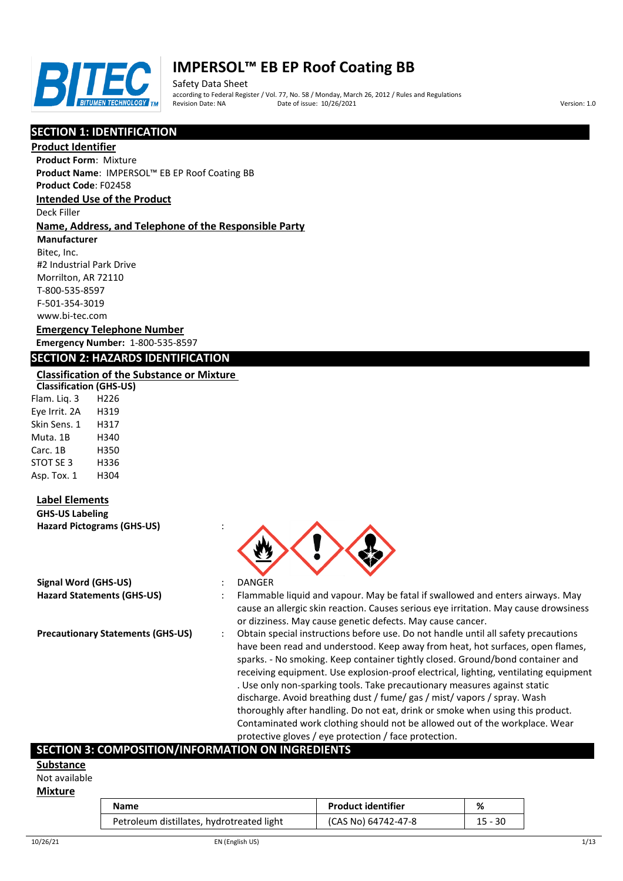# IMPERSOL™ EB EP Roof Coating BB

Safety Data Sheet
according to Federal Register / Vol. 77, No. 58 / Monday, March 26, 2012 / Rules and Regulations
Revision Date: NA Date of issue: 10/26/2021 Version: 1.0

## SECTION 1: IDENTIFICATION

### Product Identifier

**Product Form**: Mixture
**Product Name**: IMPERSOL™ EB EP Roof Coating BB
**Product Code**: F02458

### Intended Use of the Product

Deck Filler

### Name, Address, and Telephone of the Responsible Party

**Manufacturer**
Bitec, Inc.
#2 Industrial Park Drive
Morrilton, AR 72110
T-800-535-8597
F-501-354-3019
www.bi-tec.com

### Emergency Telephone Number

**Emergency Number:** 1-800-535-8597

## SECTION 2: HAZARDS IDENTIFICATION

### Classification of the Substance or Mixture

**Classification (GHS-US)**

| | |
|---|---|
| Flam. Liq. 3 | H226 |
| Eye Irrit. 2A | H319 |
| Skin Sens. 1 | H317 |
| Muta. 1B | H340 |
| Carc. 1B | H350 |
| STOT SE 3 | H336 |
| Asp. Tox. 1 | H304 |

### Label Elements

**GHS-US Labeling**

**Hazard Pictograms (GHS-US)** :

**Signal Word (GHS-US)** : DANGER

**Hazard Statements (GHS-US)** : Flammable liquid and vapour. May be fatal if swallowed and enters airways. May cause an allergic skin reaction. Causes serious eye irritation. May cause drowsiness or dizziness. May cause genetic defects. May cause cancer.

**Precautionary Statements (GHS-US)** : Obtain special instructions before use. Do not handle until all safety precautions have been read and understood. Keep away from heat, hot surfaces, open flames, sparks. - No smoking. Keep container tightly closed. Ground/bond container and receiving equipment. Use explosion-proof electrical, lighting, ventilating equipment . Use only non-sparking tools. Take precautionary measures against static discharge. Avoid breathing dust / fume/ gas / mist/ vapors / spray. Wash thoroughly after handling. Do not eat, drink or smoke when using this product. Contaminated work clothing should not be allowed out of the workplace. Wear protective gloves / eye protection / face protection.

## SECTION 3: COMPOSITION/INFORMATION ON INGREDIENTS

### Substance

Not available

### Mixture

| Name | Product identifier | % |
|---|---|---|
| Petroleum distillates, hydrotreated light | (CAS No) 64742-47-8 | 15 - 30 |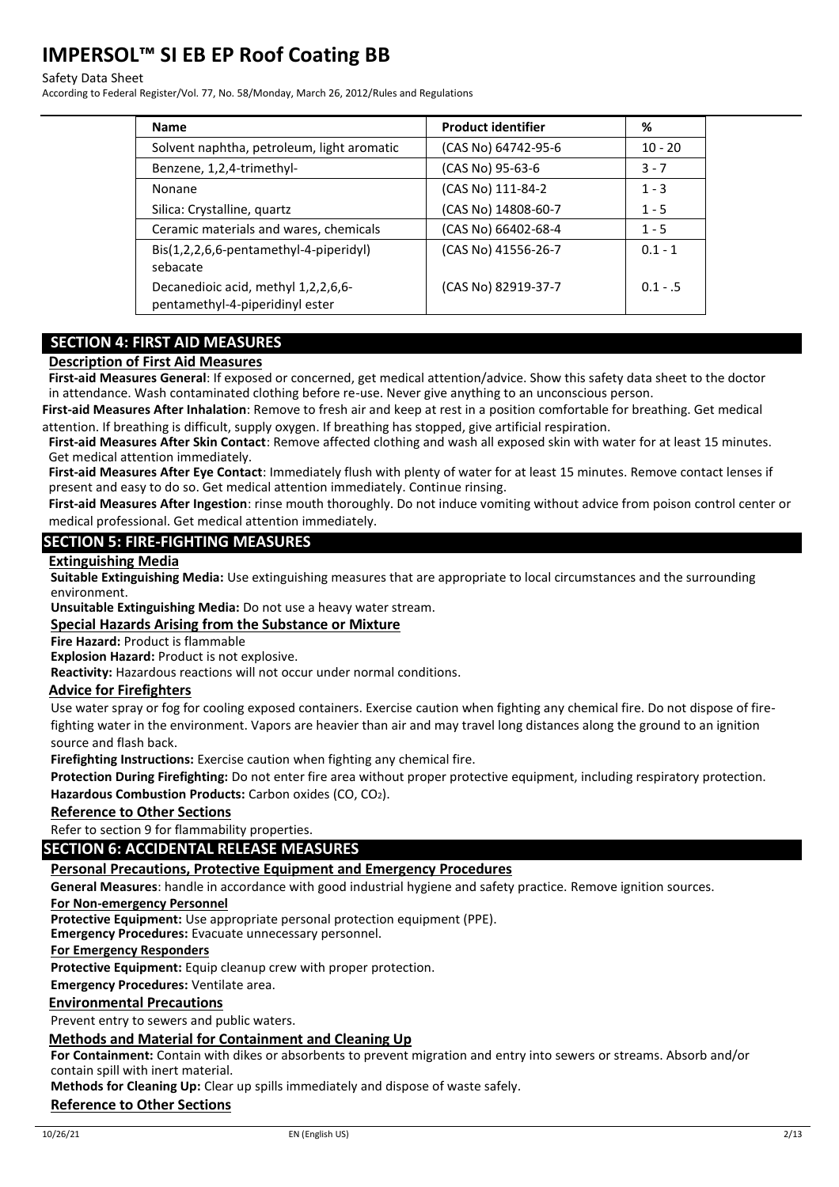| Name | Product identifier | % |
|---|---|---|
| Solvent naphtha, petroleum, light aromatic | (CAS No) 64742-95-6 | 10 - 20 |
| Benzene, 1,2,4-trimethyl- | (CAS No) 95-63-6 | 3 - 7 |
| Nonane | (CAS No) 111-84-2 | 1 - 3 |
| Silica: Crystalline, quartz | (CAS No) 14808-60-7 | 1 - 5 |
| Ceramic materials and wares, chemicals | (CAS No) 66402-68-4 | 1 - 5 |
| Bis(1,2,2,6,6-pentamethyl-4-piperidyl) sebacate | (CAS No) 41556-26-7 | 0.1 - 1 |
| Decanedioic acid, methyl 1,2,2,6,6-pentamethyl-4-piperidinyl ester | (CAS No) 82919-37-7 | 0.1 - .5 |

## SECTION 4: FIRST AID MEASURES

### Description of First Aid Measures

**First-aid Measures General**: If exposed or concerned, get medical attention/advice. Show this safety data sheet to the doctor in attendance. Wash contaminated clothing before re-use. Never give anything to an unconscious person.

**First-aid Measures After Inhalation**: Remove to fresh air and keep at rest in a position comfortable for breathing. Get medical attention. If breathing is difficult, supply oxygen. If breathing has stopped, give artificial respiration.

**First-aid Measures After Skin Contact**: Remove affected clothing and wash all exposed skin with water for at least 15 minutes. Get medical attention immediately.

**First-aid Measures After Eye Contact**: Immediately flush with plenty of water for at least 15 minutes. Remove contact lenses if present and easy to do so. Get medical attention immediately. Continue rinsing.

**First-aid Measures After Ingestion**: rinse mouth thoroughly. Do not induce vomiting without advice from poison control center or medical professional. Get medical attention immediately.

## SECTION 5: FIRE-FIGHTING MEASURES

### Extinguishing Media

**Suitable Extinguishing Media:** Use extinguishing measures that are appropriate to local circumstances and the surrounding environment.

**Unsuitable Extinguishing Media:** Do not use a heavy water stream.

### Special Hazards Arising from the Substance or Mixture

**Fire Hazard:** Product is flammable

**Explosion Hazard:** Product is not explosive.

**Reactivity:** Hazardous reactions will not occur under normal conditions.

### Advice for Firefighters

Use water spray or fog for cooling exposed containers. Exercise caution when fighting any chemical fire. Do not dispose of fire-fighting water in the environment. Vapors are heavier than air and may travel long distances along the ground to an ignition source and flash back.

**Firefighting Instructions:** Exercise caution when fighting any chemical fire.

**Protection During Firefighting:** Do not enter fire area without proper protective equipment, including respiratory protection.

**Hazardous Combustion Products:** Carbon oxides (CO, $CO_2$).

### Reference to Other Sections

Refer to section 9 for flammability properties.

## SECTION 6: ACCIDENTAL RELEASE MEASURES

### Personal Precautions, Protective Equipment and Emergency Procedures

**General Measures**: handle in accordance with good industrial hygiene and safety practice. Remove ignition sources.

#### For Non-emergency Personnel

**Protective Equipment:** Use appropriate personal protection equipment (PPE).

**Emergency Procedures:** Evacuate unnecessary personnel.

#### For Emergency Responders

**Protective Equipment:** Equip cleanup crew with proper protection.

**Emergency Procedures:** Ventilate area.

### Environmental Precautions

Prevent entry to sewers and public waters.

### Methods and Material for Containment and Cleaning Up

**For Containment:** Contain with dikes or absorbents to prevent migration and entry into sewers or streams. Absorb and/or contain spill with inert material.

**Methods for Cleaning Up:** Clear up spills immediately and dispose of waste safely.

### Reference to Other Sections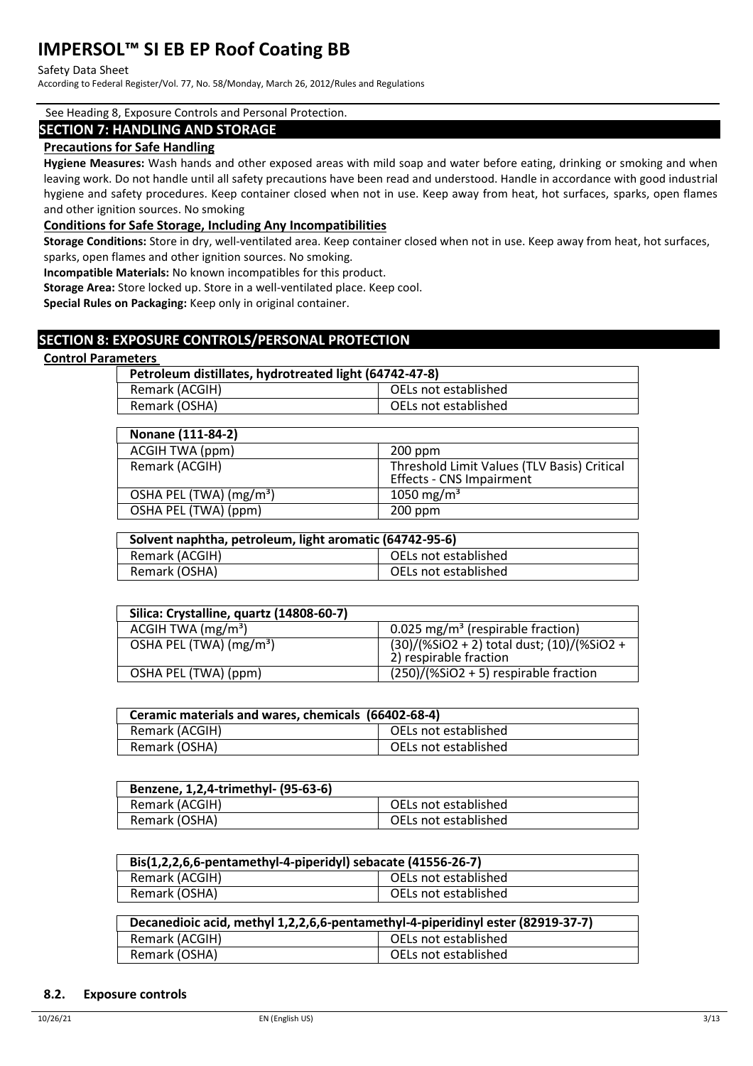See Heading 8, Exposure Controls and Personal Protection.

## SECTION 7: HANDLING AND STORAGE

### Precautions for Safe Handling

**Hygiene Measures:** Wash hands and other exposed areas with mild soap and water before eating, drinking or smoking and when leaving work. Do not handle until all safety precautions have been read and understood. Handle in accordance with good industrial hygiene and safety procedures. Keep container closed when not in use. Keep away from heat, hot surfaces, sparks, open flames and other ignition sources. No smoking

### Conditions for Safe Storage, Including Any Incompatibilities

**Storage Conditions:** Store in dry, well-ventilated area. Keep container closed when not in use. Keep away from heat, hot surfaces, sparks, open flames and other ignition sources. No smoking.

**Incompatible Materials:** No known incompatibles for this product.

**Storage Area:** Store locked up. Store in a well-ventilated place. Keep cool.

**Special Rules on Packaging:** Keep only in original container.

## SECTION 8: EXPOSURE CONTROLS/PERSONAL PROTECTION

### Control Parameters

| Petroleum distillates, hydrotreated light (64742-47-8) | |
|---|---|
| Remark (ACGIH) | OELs not established |
| Remark (OSHA) | OELs not established |

| Nonane (111-84-2) | |
|---|---|
| ACGIH TWA (ppm) | 200 ppm |
| Remark (ACGIH) | Threshold Limit Values (TLV Basis) Critical Effects - CNS Impairment |
| OSHA PEL (TWA) ($mg/m^3$) | 1050 $mg/m^3$ |
| OSHA PEL (TWA) (ppm) | 200 ppm |

| Solvent naphtha, petroleum, light aromatic (64742-95-6) | |
|---|---|
| Remark (ACGIH) | OELs not established |
| Remark (OSHA) | OELs not established |

| Silica: Crystalline, quartz (14808-60-7) | |
|---|---|
| ACGIH TWA ($mg/m^3$) | 0.025 $mg/m^3$ (respirable fraction) |
| OSHA PEL (TWA) ($mg/m^3$) | (30)/(%$SiO_2$ + 2) total dust; (10)/(%$SiO_2$ + 2) respirable fraction |
| OSHA PEL (TWA) (ppm) | (250)/(%$SiO_2$ + 5) respirable fraction |

| Ceramic materials and wares, chemicals (66402-68-4) | |
|---|---|
| Remark (ACGIH) | OELs not established |
| Remark (OSHA) | OELs not established |

| Benzene, 1,2,4-trimethyl- (95-63-6) | |
|---|---|
| Remark (ACGIH) | OELs not established |
| Remark (OSHA) | OELs not established |

| Bis(1,2,2,6,6-pentamethyl-4-piperidyl) sebacate (41556-26-7) | |
|---|---|
| Remark (ACGIH) | OELs not established |
| Remark (OSHA) | OELs not established |

| Decanedioic acid, methyl 1,2,2,6,6-pentamethyl-4-piperidinyl ester (82919-37-7) | |
|---|---|
| Remark (ACGIH) | OELs not established |
| Remark (OSHA) | OELs not established |

### 8.2. Exposure controls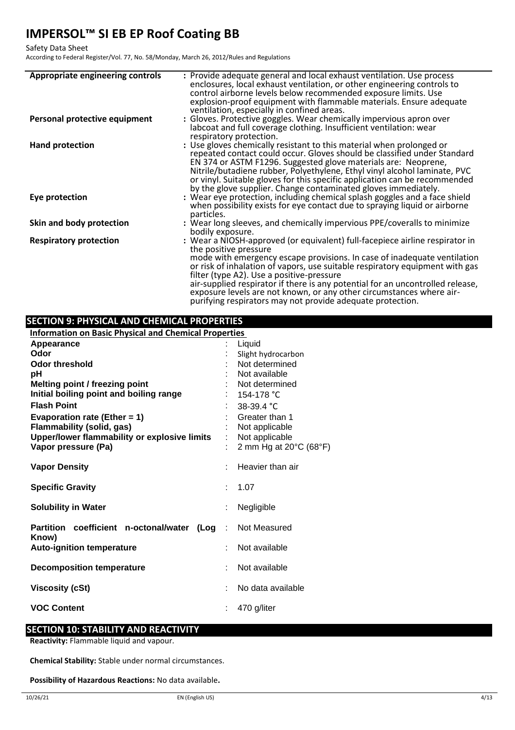| | |
|---|---|
| **Appropriate engineering controls** | : Provide adequate general and local exhaust ventilation. Use process enclosures, local exhaust ventilation, or other engineering controls to control airborne levels below recommended exposure limits. Use explosion-proof equipment with flammable materials. Ensure adequate ventilation, especially in confined areas. |
| **Personal protective equipment** | : Gloves. Protective goggles. Wear chemically impervious apron over labcoat and full coverage clothing. Insufficient ventilation: wear respiratory protection. |
| **Hand protection** | : Use gloves chemically resistant to this material when prolonged or repeated contact could occur. Gloves should be classified under Standard EN 374 or ASTM F1296. Suggested glove materials are: Neoprene, Nitrile/butadiene rubber, Polyethylene, Ethyl vinyl alcohol laminate, PVC or vinyl. Suitable gloves for this specific application can be recommended by the glove supplier. Change contaminated gloves immediately. |
| **Eye protection** | : Wear eye protection, including chemical splash goggles and a face shield when possibility exists for eye contact due to spraying liquid or airborne particles. |
| **Skin and body protection** | : Wear long sleeves, and chemically impervious PPE/coveralls to minimize bodily exposure. |
| **Respiratory protection** | : Wear a NIOSH-approved (or equivalent) full-facepiece airline respirator in the positive pressure mode with emergency escape provisions. In case of inadequate ventilation or risk of inhalation of vapors, use suitable respiratory equipment with gas filter (type A2). Use a positive-pressure air-supplied respirator if there is any potential for an uncontrolled release, exposure levels are not known, or any other circumstances where air-purifying respirators may not provide adequate protection. |

## SECTION 9: PHYSICAL AND CHEMICAL PROPERTIES

**Information on Basic Physical and Chemical Properties**

| | |
|---|---|
| **Appearance** | : Liquid |
| **Odor** | : Slight hydrocarbon |
| **Odor threshold** | : Not determined |
| **pH** | : Not available |
| **Melting point / freezing point** | : Not determined |
| **Initial boiling point and boiling range** | : 154-178 °C |
| **Flash Point** | : 38-39.4 °C |
| **Evaporation rate (Ether = 1)** | : Greater than 1 |
| **Flammability (solid, gas)** | : Not applicable |
| **Upper/lower flammability or explosive limits** | : Not applicable |
| **Vapor pressure (Pa)** | : 2 mm Hg at 20°C (68°F) |
| **Vapor Density** | : Heavier than air |
| **Specific Gravity** | : 1.07 |
| **Solubility in Water** | : Negligible |
| **Partition coefficient n-octonal/water (Log Know)** | : Not Measured |
| **Auto-ignition temperature** | : Not available |
| **Decomposition temperature** | : Not available |
| **Viscosity (cSt)** | : No data available |
| **VOC Content** | : 470 g/liter |

## SECTION 10: STABILITY AND REACTIVITY

**Reactivity:** Flammable liquid and vapour.

**Chemical Stability:** Stable under normal circumstances.

**Possibility of Hazardous Reactions:** No data available**.**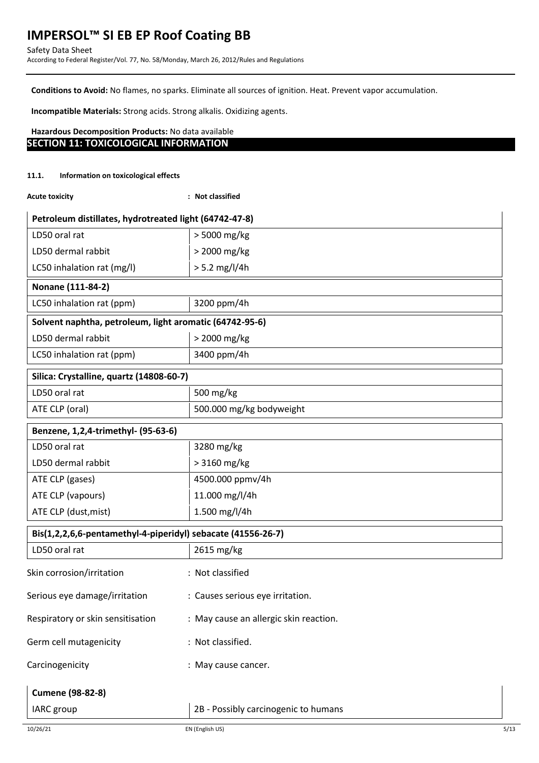**Conditions to Avoid:** No flames, no sparks. Eliminate all sources of ignition. Heat. Prevent vapor accumulation.

**Incompatible Materials:** Strong acids. Strong alkalis. Oxidizing agents.

**Hazardous Decomposition Products:** No data available

## SECTION 11: TOXICOLOGICAL INFORMATION

### 11.1. Information on toxicological effects

**Acute toxicity** : **Not classified**

| Petroleum distillates, hydrotreated light (64742-47-8) | |
|---|---|
| LD50 oral rat | > 5000 mg/kg |
| LD50 dermal rabbit | > 2000 mg/kg |
| LC50 inhalation rat (mg/l) | > 5.2 mg/l/4h |

| Nonane (111-84-2) | |
|---|---|
| LC50 inhalation rat (ppm) | 3200 ppm/4h |

| Solvent naphtha, petroleum, light aromatic (64742-95-6) | |
|---|---|
| LD50 dermal rabbit | > 2000 mg/kg |
| LC50 inhalation rat (ppm) | 3400 ppm/4h |

| Silica: Crystalline, quartz (14808-60-7) | |
|---|---|
| LD50 oral rat | 500 mg/kg |
| ATE CLP (oral) | 500.000 mg/kg bodyweight |

| Benzene, 1,2,4-trimethyl- (95-63-6) | |
|---|---|
| LD50 oral rat | 3280 mg/kg |
| LD50 dermal rabbit | > 3160 mg/kg |
| ATE CLP (gases) | 4500.000 ppmv/4h |
| ATE CLP (vapours) | 11.000 mg/l/4h |
| ATE CLP (dust,mist) | 1.500 mg/l/4h |

| Bis(1,2,2,6,6-pentamethyl-4-piperidyl) sebacate (41556-26-7) | |
|---|---|
| LD50 oral rat | 2615 mg/kg |

Skin corrosion/irritation : Not classified

Serious eye damage/irritation : Causes serious eye irritation.

Respiratory or skin sensitisation : May cause an allergic skin reaction.

Germ cell mutagenicity : Not classified.

Carcinogenicity : May cause cancer.

| Cumene (98-82-8) | |
|---|---|
| IARC group | 2B - Possibly carcinogenic to humans |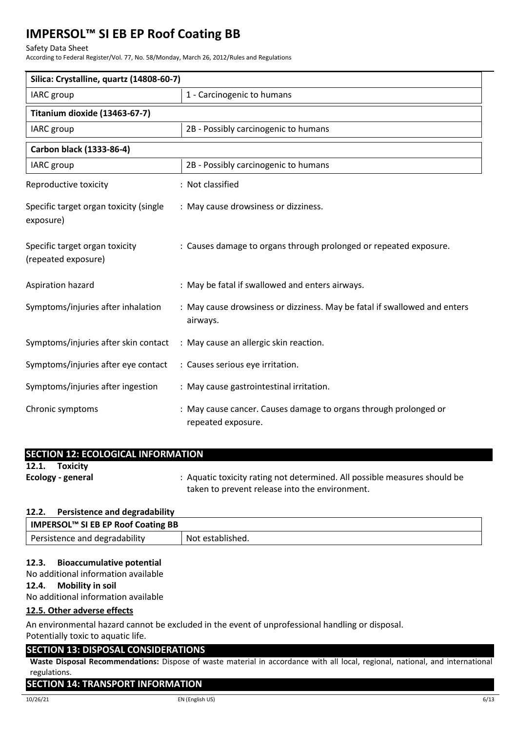| Silica: Crystalline, quartz (14808-60-7) | |
|---|---|
| IARC group | 1 - Carcinogenic to humans |

| Titanium dioxide (13463-67-7) | |
|---|---|
| IARC group | 2B - Possibly carcinogenic to humans |

| Carbon black (1333-86-4) | |
|---|---|
| IARC group | 2B - Possibly carcinogenic to humans |

Reproductive toxicity : Not classified

Specific target organ toxicity (single exposure) : May cause drowsiness or dizziness.

Specific target organ toxicity (repeated exposure) : Causes damage to organs through prolonged or repeated exposure.

Aspiration hazard : May be fatal if swallowed and enters airways.

Symptoms/injuries after inhalation : May cause drowsiness or dizziness. May be fatal if swallowed and enters airways.

Symptoms/injuries after skin contact : May cause an allergic skin reaction.

Symptoms/injuries after eye contact : Causes serious eye irritation.

Symptoms/injuries after ingestion : May cause gastrointestinal irritation.

Chronic symptoms : May cause cancer. Causes damage to organs through prolonged or repeated exposure.

## SECTION 12: ECOLOGICAL INFORMATION

### 12.1. Toxicity

**Ecology - general** : Aquatic toxicity rating not determined. All possible measures should be taken to prevent release into the environment.

### 12.2. Persistence and degradability

| IMPERSOL™ SI EB EP Roof Coating BB | |
|---|---|
| Persistence and degradability | Not established. |

### 12.3. Bioaccumulative potential

No additional information available

### 12.4. Mobility in soil

No additional information available

### 12.5. Other adverse effects

An environmental hazard cannot be excluded in the event of unprofessional handling or disposal.
Potentially toxic to aquatic life.

## SECTION 13: DISPOSAL CONSIDERATIONS

**Waste Disposal Recommendations:** Dispose of waste material in accordance with all local, regional, national, and international regulations.

## SECTION 14: TRANSPORT INFORMATION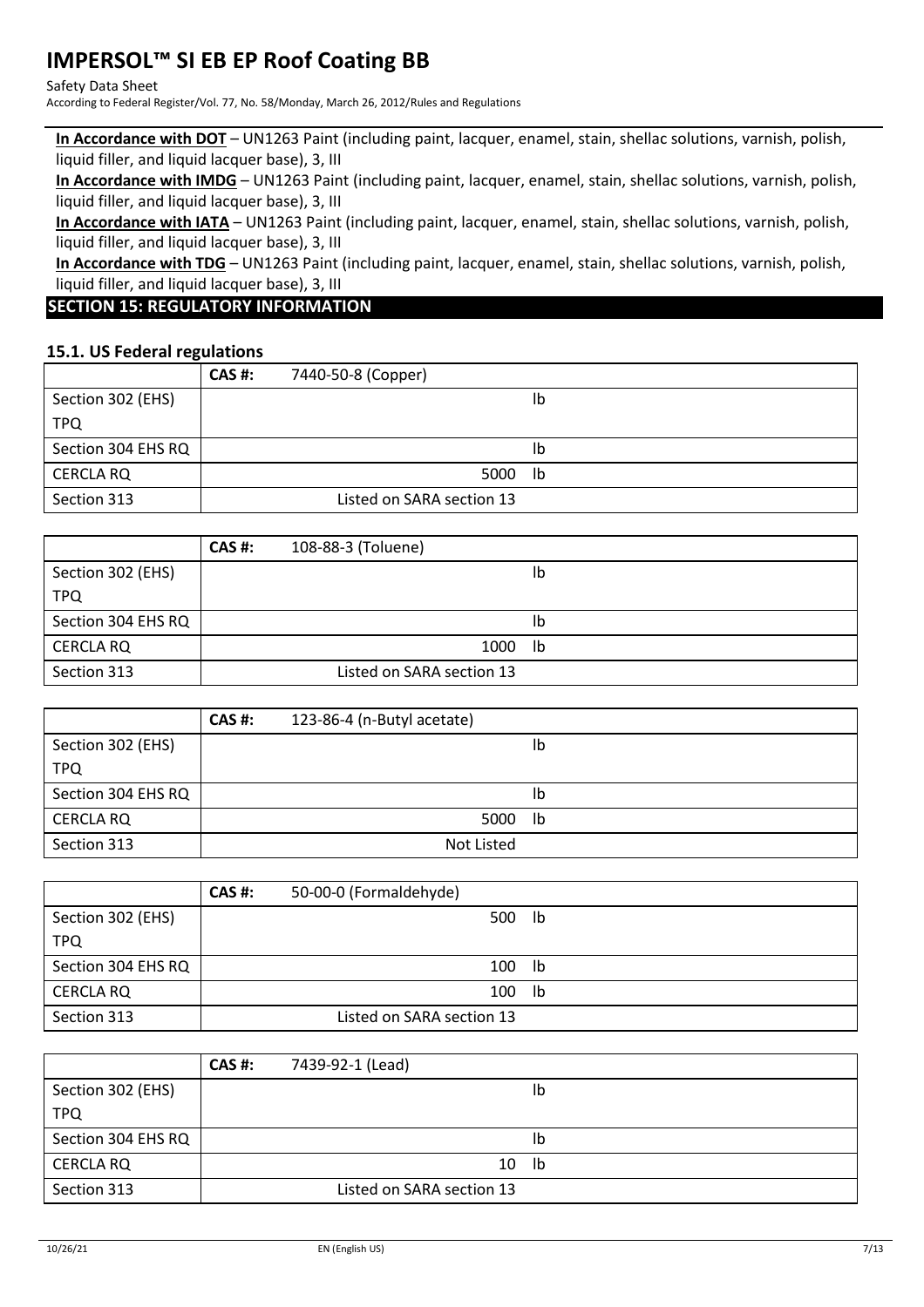**In Accordance with DOT** – UN1263 Paint (including paint, lacquer, enamel, stain, shellac solutions, varnish, polish, liquid filler, and liquid lacquer base), 3, III

**In Accordance with IMDG** – UN1263 Paint (including paint, lacquer, enamel, stain, shellac solutions, varnish, polish, liquid filler, and liquid lacquer base), 3, III

**In Accordance with IATA** – UN1263 Paint (including paint, lacquer, enamel, stain, shellac solutions, varnish, polish, liquid filler, and liquid lacquer base), 3, III

**In Accordance with TDG** – UN1263 Paint (including paint, lacquer, enamel, stain, shellac solutions, varnish, polish, liquid filler, and liquid lacquer base), 3, III

## SECTION 15: REGULATORY INFORMATION

### 15.1. US Federal regulations

| | CAS #: 7440-50-8 (Copper) |
|---|---|
| Section 302 (EHS) TPQ | lb |
| Section 304 EHS RQ | lb |
| CERCLA RQ | 5000 lb |
| Section 313 | Listed on SARA section 13 |

| | CAS #: 108-88-3 (Toluene) |
|---|---|
| Section 302 (EHS) TPQ | lb |
| Section 304 EHS RQ | lb |
| CERCLA RQ | 1000 lb |
| Section 313 | Listed on SARA section 13 |

| | CAS #: 123-86-4 (n-Butyl acetate) |
|---|---|
| Section 302 (EHS) TPQ | lb |
| Section 304 EHS RQ | lb |
| CERCLA RQ | 5000 lb |
| Section 313 | Not Listed |

| | CAS #: 50-00-0 (Formaldehyde) |
|---|---|
| Section 302 (EHS) TPQ | 500 lb |
| Section 304 EHS RQ | 100 lb |
| CERCLA RQ | 100 lb |
| Section 313 | Listed on SARA section 13 |

| | CAS #: 7439-92-1 (Lead) |
|---|---|
| Section 302 (EHS) TPQ | lb |
| Section 304 EHS RQ | lb |
| CERCLA RQ | 10 lb |
| Section 313 | Listed on SARA section 13 |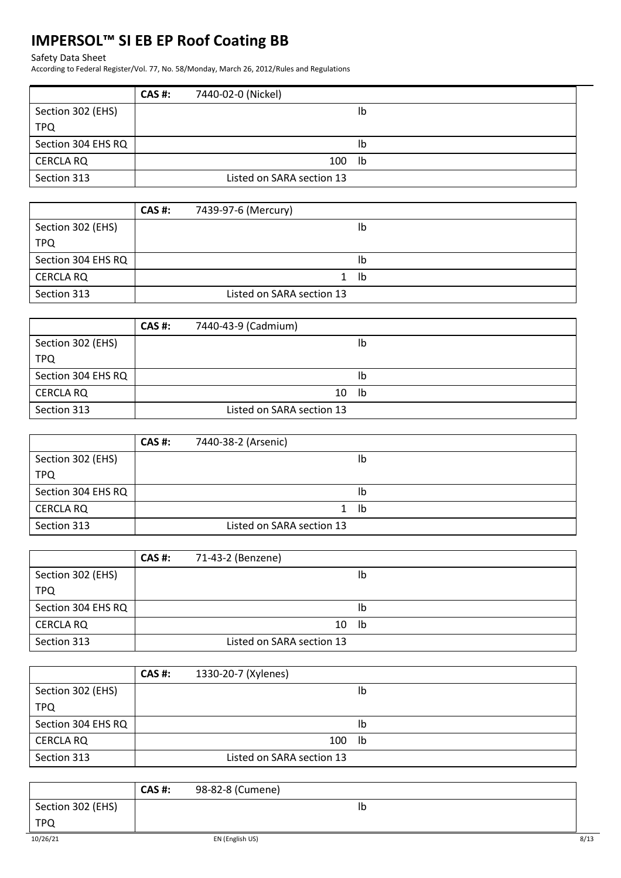| | CAS #: | 7440-02-0 (Nickel) |
|---|---|---|
| Section 302 (EHS) TPQ | | lb |
| Section 304 EHS RQ | | lb |
| CERCLA RQ | 100 | lb |
| Section 313 | Listed on SARA section 13 | |

| | CAS #: | 7439-97-6 (Mercury) |
|---|---|---|
| Section 302 (EHS) TPQ | | lb |
| Section 304 EHS RQ | | lb |
| CERCLA RQ | 1 | lb |
| Section 313 | Listed on SARA section 13 | |

| | CAS #: | 7440-43-9 (Cadmium) |
|---|---|---|
| Section 302 (EHS) TPQ | | lb |
| Section 304 EHS RQ | | lb |
| CERCLA RQ | 10 | lb |
| Section 313 | Listed on SARA section 13 | |

| | CAS #: | 7440-38-2 (Arsenic) |
|---|---|---|
| Section 302 (EHS) TPQ | | lb |
| Section 304 EHS RQ | | lb |
| CERCLA RQ | 1 | lb |
| Section 313 | Listed on SARA section 13 | |

| | CAS #: | 71-43-2 (Benzene) |
|---|---|---|
| Section 302 (EHS) TPQ | | lb |
| Section 304 EHS RQ | | lb |
| CERCLA RQ | 10 | lb |
| Section 313 | Listed on SARA section 13 | |

| | CAS #: | 1330-20-7 (Xylenes) |
|---|---|---|
| Section 302 (EHS) TPQ | | lb |
| Section 304 EHS RQ | | lb |
| CERCLA RQ | 100 | lb |
| Section 313 | Listed on SARA section 13 | |

| | CAS #: | 98-82-8 (Cumene) |
|---|---|---|
| Section 302 (EHS) TPQ | | lb |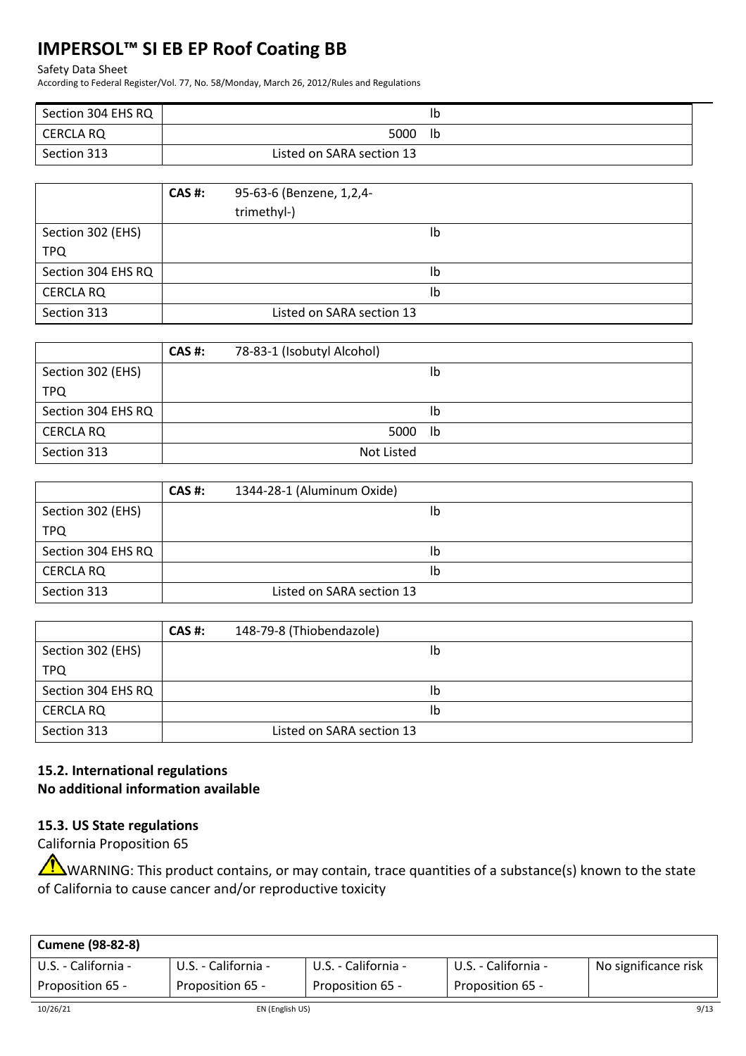| Section 304 EHS RQ | lb |
|---|---|
| CERCLA RQ | 5000 lb |
| Section 313 | Listed on SARA section 13 |

| | CAS #: 95-63-6 (Benzene, 1,2,4-trimethyl-) |
|---|---|
| Section 302 (EHS) TPQ | lb |
| Section 304 EHS RQ | lb |
| CERCLA RQ | lb |
| Section 313 | Listed on SARA section 13 |

| | CAS #: 78-83-1 (Isobutyl Alcohol) |
|---|---|
| Section 302 (EHS) TPQ | lb |
| Section 304 EHS RQ | lb |
| CERCLA RQ | 5000 lb |
| Section 313 | Not Listed |

| | CAS #: 1344-28-1 (Aluminum Oxide) |
|---|---|
| Section 302 (EHS) TPQ | lb |
| Section 304 EHS RQ | lb |
| CERCLA RQ | lb |
| Section 313 | Listed on SARA section 13 |

| | CAS #: 148-79-8 (Thiobendazole) |
|---|---|
| Section 302 (EHS) TPQ | lb |
| Section 304 EHS RQ | lb |
| CERCLA RQ | lb |
| Section 313 | Listed on SARA section 13 |

### 15.2. International regulations

**No additional information available**

### 15.3. US State regulations

California Proposition 65

WARNING: This product contains, or may contain, trace quantities of a substance(s) known to the state of California to cause cancer and/or reproductive toxicity

| Cumene (98-82-8) | | | | |
|---|---|---|---|---|
| U.S. - California - Proposition 65 - | U.S. - California - Proposition 65 - | U.S. - California - Proposition 65 - | U.S. - California - Proposition 65 - | No significance risk |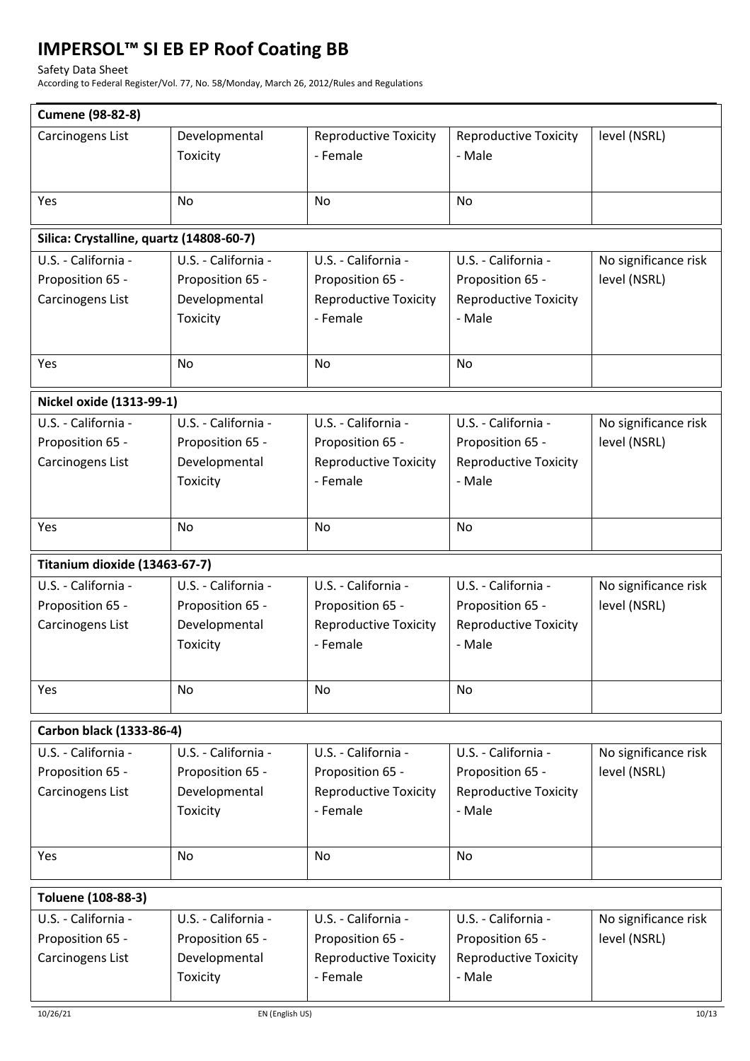| Cumene (98-82-8) | | | | |
|---|---|---|---|---|
| Carcinogens List | Developmental Toxicity | Reproductive Toxicity - Female | Reproductive Toxicity - Male | level (NSRL) |
| Yes | No | No | No | |

| Silica: Crystalline, quartz (14808-60-7) | | | | |
|---|---|---|---|---|
| U.S. - California - Proposition 65 - Carcinogens List | U.S. - California - Proposition 65 - Developmental Toxicity | U.S. - California - Proposition 65 - Reproductive Toxicity - Female | U.S. - California - Proposition 65 - Reproductive Toxicity - Male | No significance risk level (NSRL) |
| Yes | No | No | No | |

| Nickel oxide (1313-99-1) | | | | |
|---|---|---|---|---|
| U.S. - California - Proposition 65 - Carcinogens List | U.S. - California - Proposition 65 - Developmental Toxicity | U.S. - California - Proposition 65 - Reproductive Toxicity - Female | U.S. - California - Proposition 65 - Reproductive Toxicity - Male | No significance risk level (NSRL) |
| Yes | No | No | No | |

| Titanium dioxide (13463-67-7) | | | | |
|---|---|---|---|---|
| U.S. - California - Proposition 65 - Carcinogens List | U.S. - California - Proposition 65 - Developmental Toxicity | U.S. - California - Proposition 65 - Reproductive Toxicity - Female | U.S. - California - Proposition 65 - Reproductive Toxicity - Male | No significance risk level (NSRL) |
| Yes | No | No | No | |

| Carbon black (1333-86-4) | | | | |
|---|---|---|---|---|
| U.S. - California - Proposition 65 - Carcinogens List | U.S. - California - Proposition 65 - Developmental Toxicity | U.S. - California - Proposition 65 - Reproductive Toxicity - Female | U.S. - California - Proposition 65 - Reproductive Toxicity - Male | No significance risk level (NSRL) |
| Yes | No | No | No | |

| Toluene (108-88-3) | | | | |
|---|---|---|---|---|
| U.S. - California - Proposition 65 - Carcinogens List | U.S. - California - Proposition 65 - Developmental Toxicity | U.S. - California - Proposition 65 - Reproductive Toxicity - Female | U.S. - California - Proposition 65 - Reproductive Toxicity - Male | No significance risk level (NSRL) |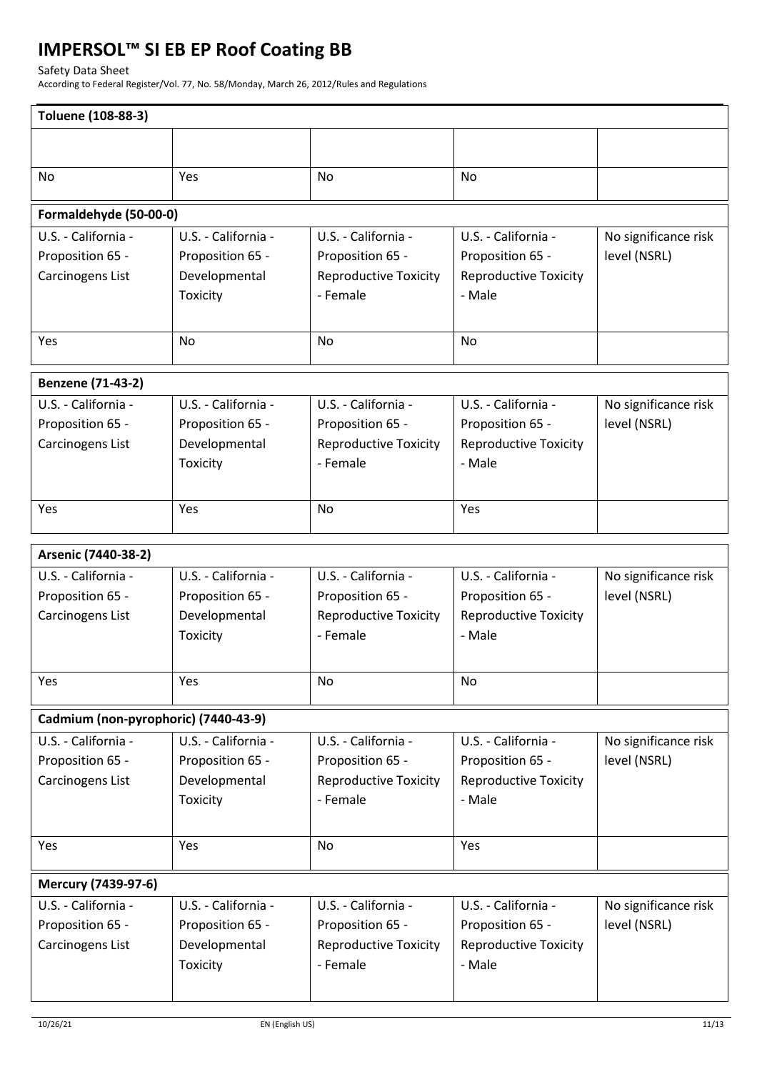| Toluene (108-88-3) | | | | |
|---|---|---|---|---|
| | | | | |
| No | Yes | No | No | |

| Formaldehyde (50-00-0) | | | | |
|---|---|---|---|---|
| U.S. - California - Proposition 65 - Carcinogens List | U.S. - California - Proposition 65 - Developmental Toxicity | U.S. - California - Proposition 65 - Reproductive Toxicity - Female | U.S. - California - Proposition 65 - Reproductive Toxicity - Male | No significance risk level (NSRL) |
| Yes | No | No | No | |

| Benzene (71-43-2) | | | | |
|---|---|---|---|---|
| U.S. - California - Proposition 65 - Carcinogens List | U.S. - California - Proposition 65 - Developmental Toxicity | U.S. - California - Proposition 65 - Reproductive Toxicity - Female | U.S. - California - Proposition 65 - Reproductive Toxicity - Male | No significance risk level (NSRL) |
| Yes | Yes | No | Yes | |

| Arsenic (7440-38-2) | | | | |
|---|---|---|---|---|
| U.S. - California - Proposition 65 - Carcinogens List | U.S. - California - Proposition 65 - Developmental Toxicity | U.S. - California - Proposition 65 - Reproductive Toxicity - Female | U.S. - California - Proposition 65 - Reproductive Toxicity - Male | No significance risk level (NSRL) |
| Yes | Yes | No | No | |

| Cadmium (non-pyrophoric) (7440-43-9) | | | | |
|---|---|---|---|---|
| U.S. - California - Proposition 65 - Carcinogens List | U.S. - California - Proposition 65 - Developmental Toxicity | U.S. - California - Proposition 65 - Reproductive Toxicity - Female | U.S. - California - Proposition 65 - Reproductive Toxicity - Male | No significance risk level (NSRL) |
| Yes | Yes | No | Yes | |

| Mercury (7439-97-6) | | | | |
|---|---|---|---|---|
| U.S. - California - Proposition 65 - Carcinogens List | U.S. - California - Proposition 65 - Developmental Toxicity | U.S. - California - Proposition 65 - Reproductive Toxicity - Female | U.S. - California - Proposition 65 - Reproductive Toxicity - Male | No significance risk level (NSRL) |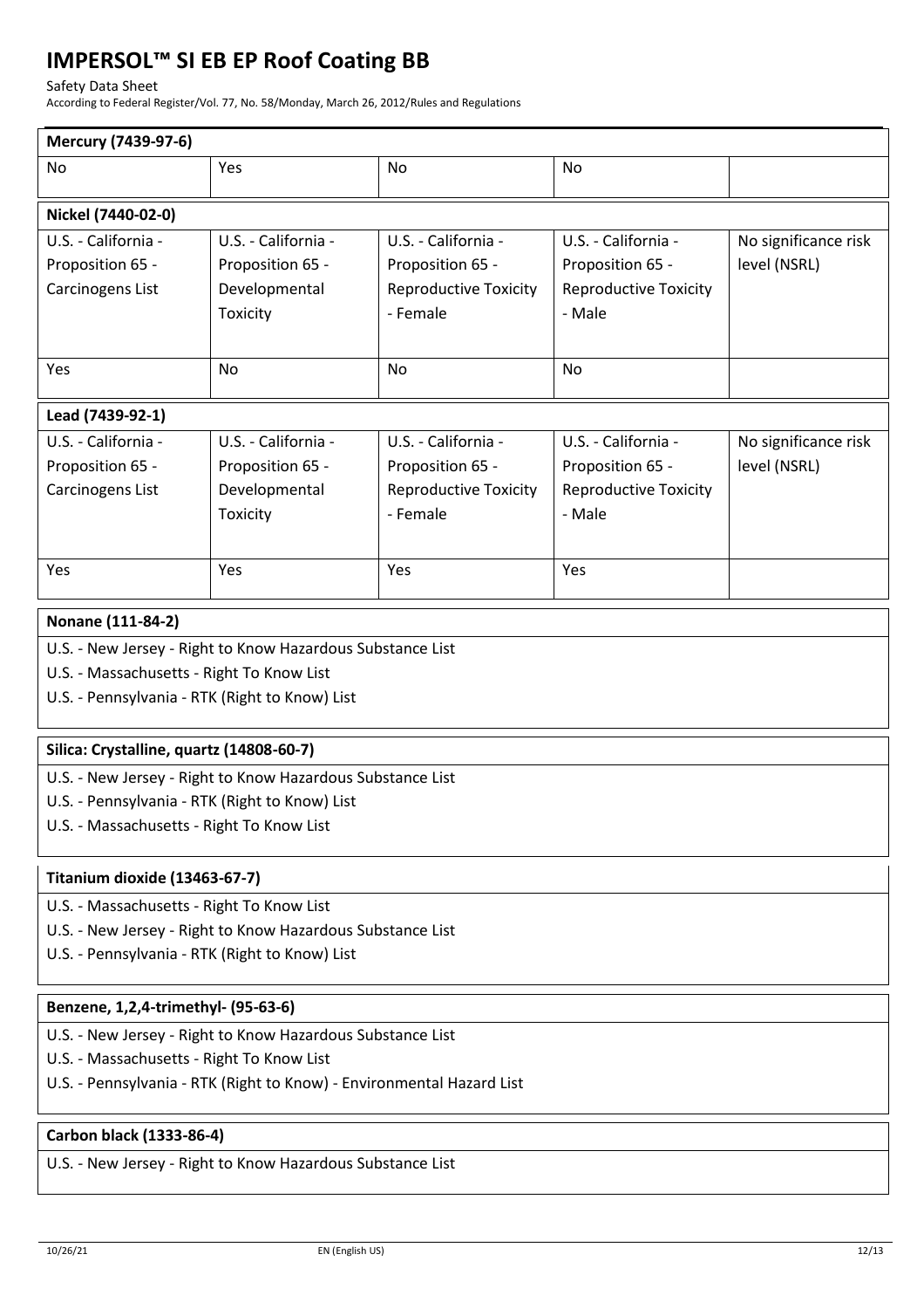| Mercury (7439-97-6) | | | | |
|---|---|---|---|---|
| No | Yes | No | No | |

| Nickel (7440-02-0) | | | | |
|---|---|---|---|---|
| U.S. - California - Proposition 65 - Carcinogens List | U.S. - California - Proposition 65 - Developmental Toxicity | U.S. - California - Proposition 65 - Reproductive Toxicity - Female | U.S. - California - Proposition 65 - Reproductive Toxicity - Male | No significance risk level (NSRL) |
| Yes | No | No | No | |

| Lead (7439-92-1) | | | | |
|---|---|---|---|---|
| U.S. - California - Proposition 65 - Carcinogens List | U.S. - California - Proposition 65 - Developmental Toxicity | U.S. - California - Proposition 65 - Reproductive Toxicity - Female | U.S. - California - Proposition 65 - Reproductive Toxicity - Male | No significance risk level (NSRL) |
| Yes | Yes | Yes | Yes | |

**Nonane (111-84-2)**

U.S. - New Jersey - Right to Know Hazardous Substance List
U.S. - Massachusetts - Right To Know List
U.S. - Pennsylvania - RTK (Right to Know) List

**Silica: Crystalline, quartz (14808-60-7)**

U.S. - New Jersey - Right to Know Hazardous Substance List
U.S. - Pennsylvania - RTK (Right to Know) List
U.S. - Massachusetts - Right To Know List

**Titanium dioxide (13463-67-7)**

U.S. - Massachusetts - Right To Know List
U.S. - New Jersey - Right to Know Hazardous Substance List
U.S. - Pennsylvania - RTK (Right to Know) List

**Benzene, 1,2,4-trimethyl- (95-63-6)**

U.S. - New Jersey - Right to Know Hazardous Substance List
U.S. - Massachusetts - Right To Know List
U.S. - Pennsylvania - RTK (Right to Know) - Environmental Hazard List

**Carbon black (1333-86-4)**

U.S. - New Jersey - Right to Know Hazardous Substance List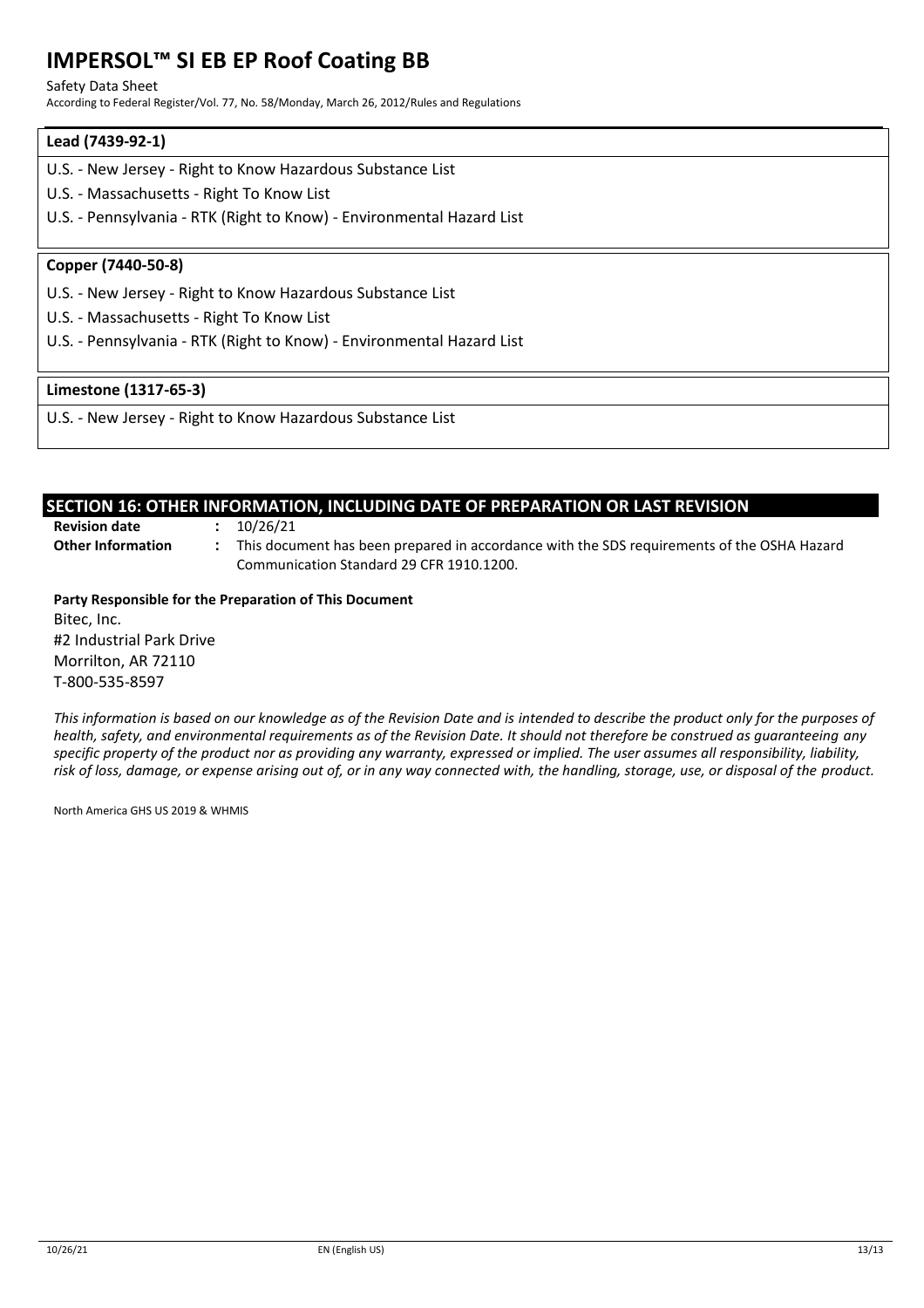| Lead (7439-92-1) |
| --- |
| U.S. - New Jersey - Right to Know Hazardous Substance List |
| U.S. - Massachusetts - Right To Know List |
| U.S. - Pennsylvania - RTK (Right to Know) - Environmental Hazard List |

| Copper (7440-50-8) |
| --- |
| U.S. - New Jersey - Right to Know Hazardous Substance List |
| U.S. - Massachusetts - Right To Know List |
| U.S. - Pennsylvania - RTK (Right to Know) - Environmental Hazard List |

| Limestone (1317-65-3) |
| --- |
| U.S. - New Jersey - Right to Know Hazardous Substance List |

## SECTION 16: OTHER INFORMATION, INCLUDING DATE OF PREPARATION OR LAST REVISION

**Revision date** : 10/26/21

**Other Information** : This document has been prepared in accordance with the SDS requirements of the OSHA Hazard Communication Standard 29 CFR 1910.1200.

**Party Responsible for the Preparation of This Document**

Bitec, Inc.
#2 Industrial Park Drive
Morrilton, AR 72110
T-800-535-8597

*This information is based on our knowledge as of the Revision Date and is intended to describe the product only for the purposes of health, safety, and environmental requirements as of the Revision Date. It should not therefore be construed as guaranteeing any specific property of the product nor as providing any warranty, expressed or implied. The user assumes all responsibility, liability, risk of loss, damage, or expense arising out of, or in any way connected with, the handling, storage, use, or disposal of the product.*

North America GHS US 2019 & WHMIS